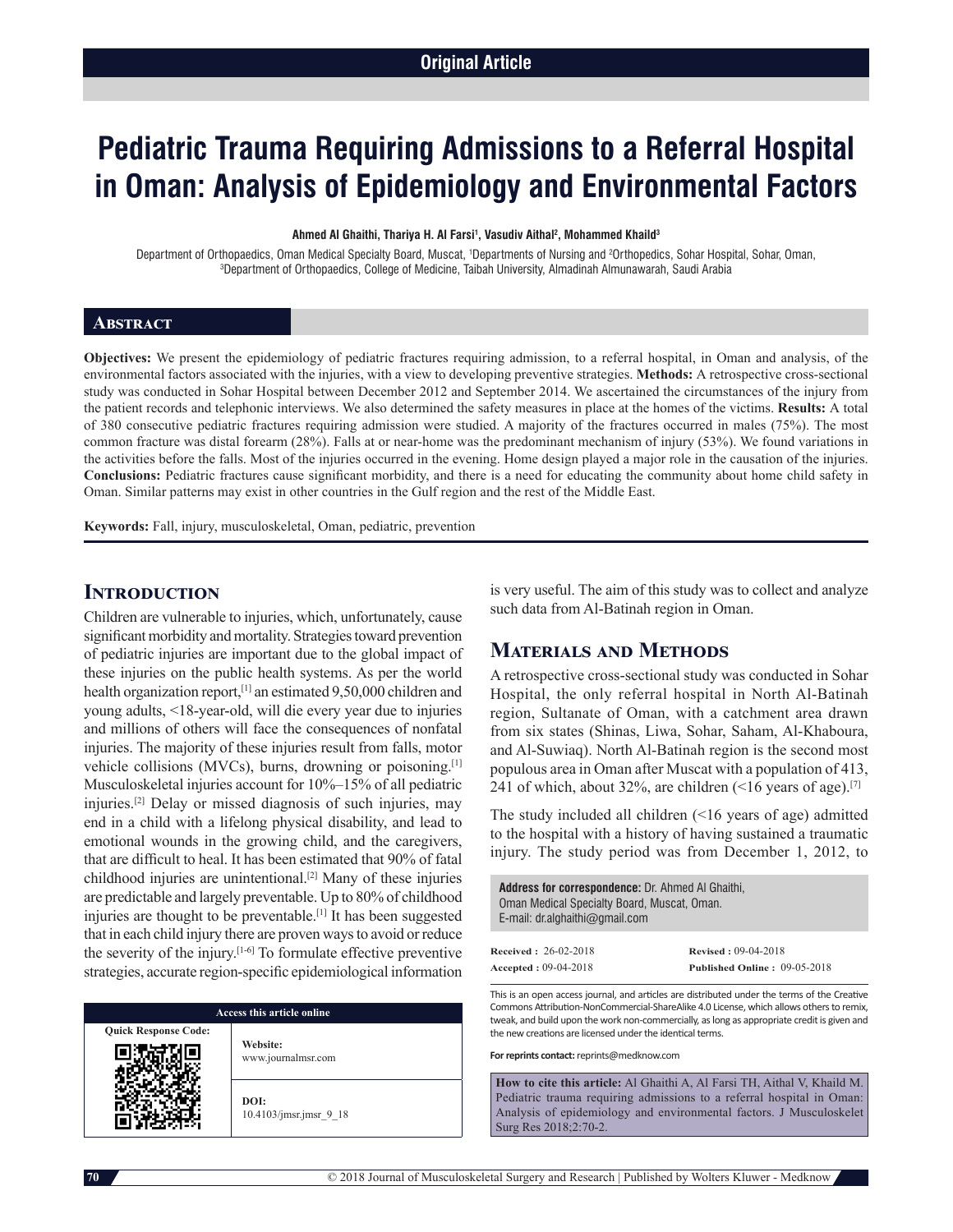Original Article

# Pediatric Trauma Requiring Admissions to a Referral Hospital in Oman: Analysis of Epidemiology and Environmental Factors

**Ahmed Al Ghaithi, Thariya H. Al Farsi[1], Vasudiv Aithal[2], Mohammed Khaild[3]**

Department of Orthopaedics, Oman Medical Specialty Board, Muscat, [1]Departments of Nursing and [2]Orthopedics, Sohar Hospital, Sohar, Oman, [3]Department of Orthopaedics, College of Medicine, Taibah University, Almadinah Almunawarah, Saudi Arabia

## Abstract

**Objectives:** We present the epidemiology of pediatric fractures requiring admission, to a referral hospital, in Oman and analysis, of the environmental factors associated with the injuries, with a view to developing preventive strategies. **Methods:** A retrospective cross-sectional study was conducted in Sohar Hospital between December 2012 and September 2014. We ascertained the circumstances of the injury from the patient records and telephonic interviews. We also determined the safety measures in place at the homes of the victims. **Results:** A total of 380 consecutive pediatric fractures requiring admission were studied. A majority of the fractures occurred in males (75%). The most common fracture was distal forearm (28%). Falls at or near-home was the predominant mechanism of injury (53%). We found variations in the activities before the falls. Most of the injuries occurred in the evening. Home design played a major role in the causation of the injuries. **Conclusions:** Pediatric fractures cause significant morbidity, and there is a need for educating the community about home child safety in Oman. Similar patterns may exist in other countries in the Gulf region and the rest of the Middle East.

**Keywords:** Fall, injury, musculoskeletal, Oman, pediatric, prevention

## Introduction

Children are vulnerable to injuries, which, unfortunately, cause significant morbidity and mortality. Strategies toward prevention of pediatric injuries are important due to the global impact of these injuries on the public health systems. As per the world health organization report,[1] an estimated 9,50,000 children and young adults, <18-year-old, will die every year due to injuries and millions of others will face the consequences of nonfatal injuries. The majority of these injuries result from falls, motor vehicle collisions (MVCs), burns, drowning or poisoning.[1] Musculoskeletal injuries account for 10%–15% of all pediatric injuries.[2] Delay or missed diagnosis of such injuries, may end in a child with a lifelong physical disability, and lead to emotional wounds in the growing child, and the caregivers, that are difficult to heal. It has been estimated that 90% of fatal childhood injuries are unintentional.[2] Many of these injuries are predictable and largely preventable. Up to 80% of childhood injuries are thought to be preventable.[1] It has been suggested that in each child injury there are proven ways to avoid or reduce the severity of the injury.[1-6] To formulate effective preventive strategies, accurate region-specific epidemiological information is very useful. The aim of this study was to collect and analyze such data from Al-Batinah region in Oman.

## Materials and Methods

A retrospective cross-sectional study was conducted in Sohar Hospital, the only referral hospital in North Al-Batinah region, Sultanate of Oman, with a catchment area drawn from six states (Shinas, Liwa, Sohar, Saham, Al-Khaboura, and Al-Suwiaq). North Al-Batinah region is the second most populous area in Oman after Muscat with a population of 413, 241 of which, about 32%, are children (<16 years of age).[7]

The study included all children (<16 years of age) admitted to the hospital with a history of having sustained a traumatic injury. The study period was from December 1, 2012, to

| Access this article online | |
|---|---|
| Quick Response Code: | **Website:** www.journalmsr.com |
| | **DOI:** 10.4103/jmsr.jmsr_9_18 |

**Address for correspondence:** Dr. Ahmed Al Ghaithi, Oman Medical Specialty Board, Muscat, Oman. E-mail: dr.alghaithi@gmail.com

**Received :** 26-02-2018
**Revised :** 09-04-2018
**Accepted :** 09-04-2018
**Published Online :** 09-05-2018

This is an open access journal, and articles are distributed under the terms of the Creative Commons Attribution-NonCommercial-ShareAlike 4.0 License, which allows others to remix, tweak, and build upon the work non-commercially, as long as appropriate credit is given and the new creations are licensed under the identical terms.

**For reprints contact:** reprints@medknow.com

**How to cite this article:** Al Ghaithi A, Al Farsi TH, Aithal V, Khaild M. Pediatric trauma requiring admissions to a referral hospital in Oman: Analysis of epidemiology and environmental factors. J Musculoskelet Surg Res 2018;2:70-2.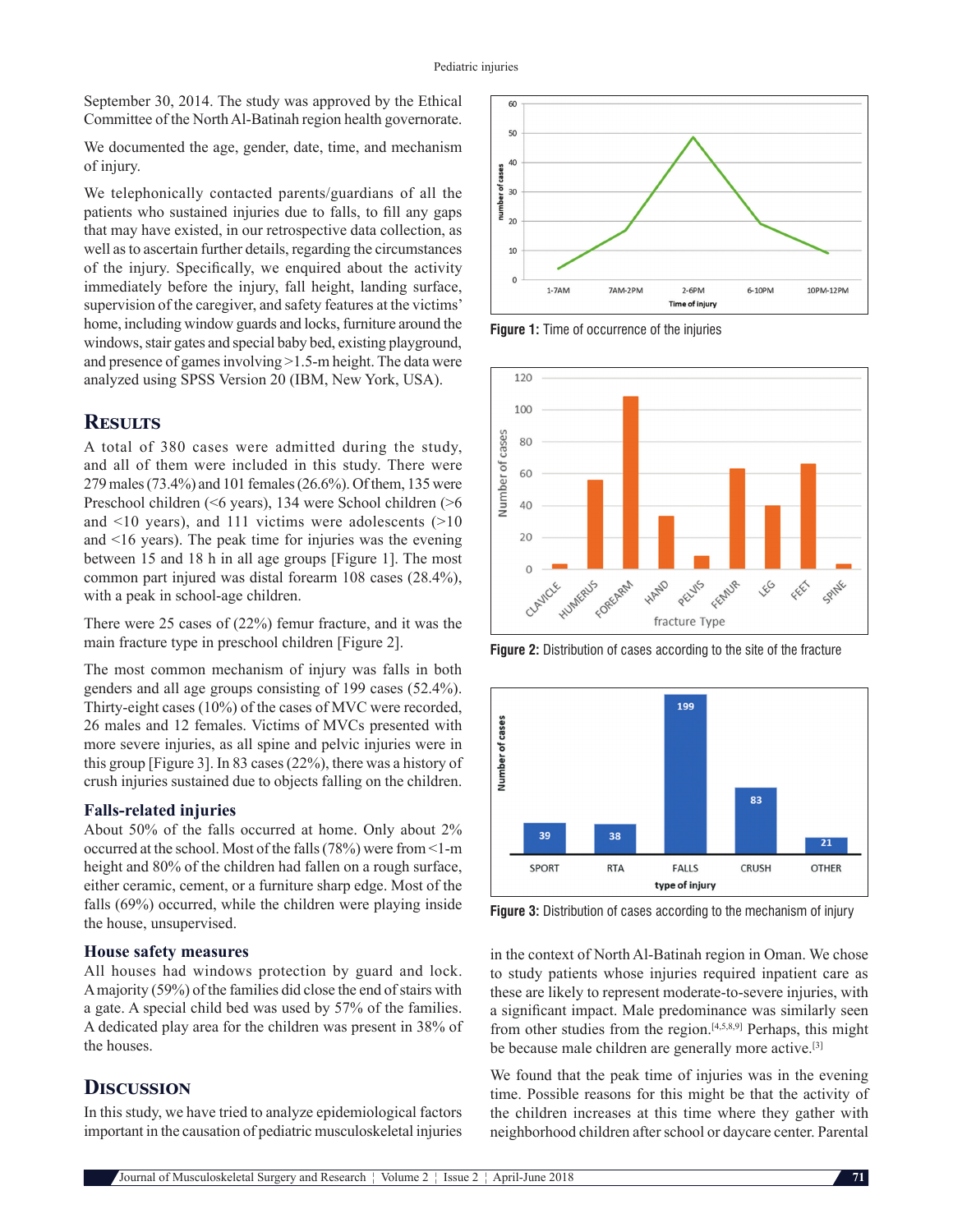September 30, 2014. The study was approved by the Ethical Committee of the North Al-Batinah region health governorate.

We documented the age, gender, date, time, and mechanism of injury.

We telephonically contacted parents/guardians of all the patients who sustained injuries due to falls, to fill any gaps that may have existed, in our retrospective data collection, as well as to ascertain further details, regarding the circumstances of the injury. Specifically, we enquired about the activity immediately before the injury, fall height, landing surface, supervision of the caregiver, and safety features at the victims' home, including window guards and locks, furniture around the windows, stair gates and special baby bed, existing playground, and presence of games involving >1.5-m height. The data were analyzed using SPSS Version 20 (IBM, New York, USA).

## Results

A total of 380 cases were admitted during the study, and all of them were included in this study. There were 279 males (73.4%) and 101 females (26.6%). Of them, 135 were Preschool children (<6 years), 134 were School children (>6 and <10 years), and 111 victims were adolescents (>10 and <16 years). The peak time for injuries was the evening between 15 and 18 h in all age groups [Figure 1]. The most common part injured was distal forearm 108 cases (28.4%), with a peak in school-age children.

There were 25 cases of (22%) femur fracture, and it was the main fracture type in preschool children [Figure 2].

The most common mechanism of injury was falls in both genders and all age groups consisting of 199 cases (52.4%). Thirty-eight cases (10%) of the cases of MVC were recorded, 26 males and 12 females. Victims of MVCs presented with more severe injuries, as all spine and pelvic injuries were in this group [Figure 3]. In 83 cases (22%), there was a history of crush injuries sustained due to objects falling on the children.

### Falls-related injuries

About 50% of the falls occurred at home. Only about 2% occurred at the school. Most of the falls (78%) were from <1-m height and 80% of the children had fallen on a rough surface, either ceramic, cement, or a furniture sharp edge. Most of the falls (69%) occurred, while the children were playing inside the house, unsupervised.

### House safety measures

All houses had windows protection by guard and lock. A majority (59%) of the families did close the end of stairs with a gate. A special child bed was used by 57% of the families. A dedicated play area for the children was present in 38% of the houses.

## Discussion

In this study, we have tried to analyze epidemiological factors important in the causation of pediatric musculoskeletal injuries in the context of North Al-Batinah region in Oman. We chose to study patients whose injuries required inpatient care as these are likely to represent moderate-to-severe injuries, with a significant impact. Male predominance was similarly seen from other studies from the region.[4,5,8,9] Perhaps, this might be because male children are generally more active.[3]

We found that the peak time of injuries was in the evening time. Possible reasons for this might be that the activity of the children increases at this time where they gather with neighborhood children after school or daycare center. Parental

**Figure 1:** Time of occurrence of the injuries

**Figure 2:** Distribution of cases according to the site of the fracture

**Figure 3:** Distribution of cases according to the mechanism of injury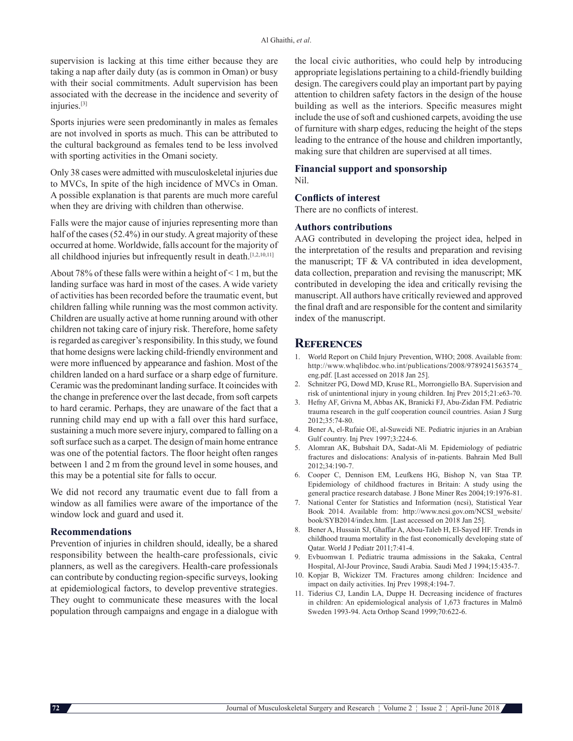supervision is lacking at this time either because they are taking a nap after daily duty (as is common in Oman) or busy with their social commitments. Adult supervision has been associated with the decrease in the incidence and severity of injuries.[3]

Sports injuries were seen predominantly in males as females are not involved in sports as much. This can be attributed to the cultural background as females tend to be less involved with sporting activities in the Omani society.

Only 38 cases were admitted with musculoskeletal injuries due to MVCs, In spite of the high incidence of MVCs in Oman. A possible explanation is that parents are much more careful when they are driving with children than otherwise.

Falls were the major cause of injuries representing more than half of the cases (52.4%) in our study. A great majority of these occurred at home. Worldwide, falls account for the majority of all childhood injuries but infrequently result in death.[1,2,10,11]

About 78% of these falls were within a height of < 1 m, but the landing surface was hard in most of the cases. A wide variety of activities has been recorded before the traumatic event, but children falling while running was the most common activity. Children are usually active at home running around with other children not taking care of injury risk. Therefore, home safety is regarded as caregiver's responsibility. In this study, we found that home designs were lacking child-friendly environment and were more influenced by appearance and fashion. Most of the children landed on a hard surface or a sharp edge of furniture. Ceramic was the predominant landing surface. It coincides with the change in preference over the last decade, from soft carpets to hard ceramic. Perhaps, they are unaware of the fact that a running child may end up with a fall over this hard surface, sustaining a much more severe injury, compared to falling on a soft surface such as a carpet. The design of main home entrance was one of the potential factors. The floor height often ranges between 1 and 2 m from the ground level in some houses, and this may be a potential site for falls to occur.

We did not record any traumatic event due to fall from a window as all families were aware of the importance of the window lock and guard and used it.

### Recommendations

Prevention of injuries in children should, ideally, be a shared responsibility between the health-care professionals, civic planners, as well as the caregivers. Health-care professionals can contribute by conducting region-specific surveys, looking at epidemiological factors, to develop preventive strategies. They ought to communicate these measures with the local population through campaigns and engage in a dialogue with the local civic authorities, who could help by introducing appropriate legislations pertaining to a child-friendly building design. The caregivers could play an important part by paying attention to children safety factors in the design of the house building as well as the interiors. Specific measures might include the use of soft and cushioned carpets, avoiding the use of furniture with sharp edges, reducing the height of the steps leading to the entrance of the house and children importantly, making sure that children are supervised at all times.

### Financial support and sponsorship

Nil.

### Conflicts of interest

There are no conflicts of interest.

### Authors contributions

AAG contributed in developing the project idea, helped in the interpretation of the results and preparation and revising the manuscript; TF & VA contributed in idea development, data collection, preparation and revising the manuscript; MK contributed in developing the idea and critically revising the manuscript. All authors have critically reviewed and approved the final draft and are responsible for the content and similarity index of the manuscript.

## References

1. World Report on Child Injury Prevention, WHO; 2008. Available from: http://www.whqlibdoc.who.int/publications/2008/9789241563574_eng.pdf. [Last accessed on 2018 Jan 25].
2. Schnitzer PG, Dowd MD, Kruse RL, Morrongiello BA. Supervision and risk of unintentional injury in young children. Inj Prev 2015;21:e63-70.
3. Hefny AF, Grivna M, Abbas AK, Branicki FJ, Abu-Zidan FM. Pediatric trauma research in the gulf cooperation council countries. Asian J Surg 2012;35:74-80.
4. Bener A, el-Rufaie OE, al-Suweidi NE. Pediatric injuries in an Arabian Gulf country. Inj Prev 1997;3:224-6.
5. Alomran AK, Bubshait DA, Sadat-Ali M. Epidemiology of pediatric fractures and dislocations: Analysis of in-patients. Bahrain Med Bull 2012;34:190-7.
6. Cooper C, Dennison EM, Leufkens HG, Bishop N, van Staa TP. Epidemiology of childhood fractures in Britain: A study using the general practice research database. J Bone Miner Res 2004;19:1976-81.
7. National Center for Statistics and Information (ncsi), Statistical Year Book 2014. Available from: http://www.ncsi.gov.om/NCSI_website/book/SYB2014/index.htm. [Last accessed on 2018 Jan 25].
8. Bener A, Hussain SJ, Ghaffar A, Abou-Taleb H, El-Sayed HF. Trends in childhood trauma mortality in the fast economically developing state of Qatar. World J Pediatr 2011;7:41-4.
9. Evbuomwan I. Pediatric trauma admissions in the Sakaka, Central Hospital, Al-Jour Province, Saudi Arabia. Saudi Med J 1994;15:435-7.
10. Kopjar B, Wickizer TM. Fractures among children: Incidence and impact on daily activities. Inj Prev 1998;4:194-7.
11. Tiderius CJ, Landin LA, Duppe H. Decreasing incidence of fractures in children: An epidemiological analysis of 1,673 fractures in Malmö Sweden 1993-94. Acta Orthop Scand 1999;70:622-6.